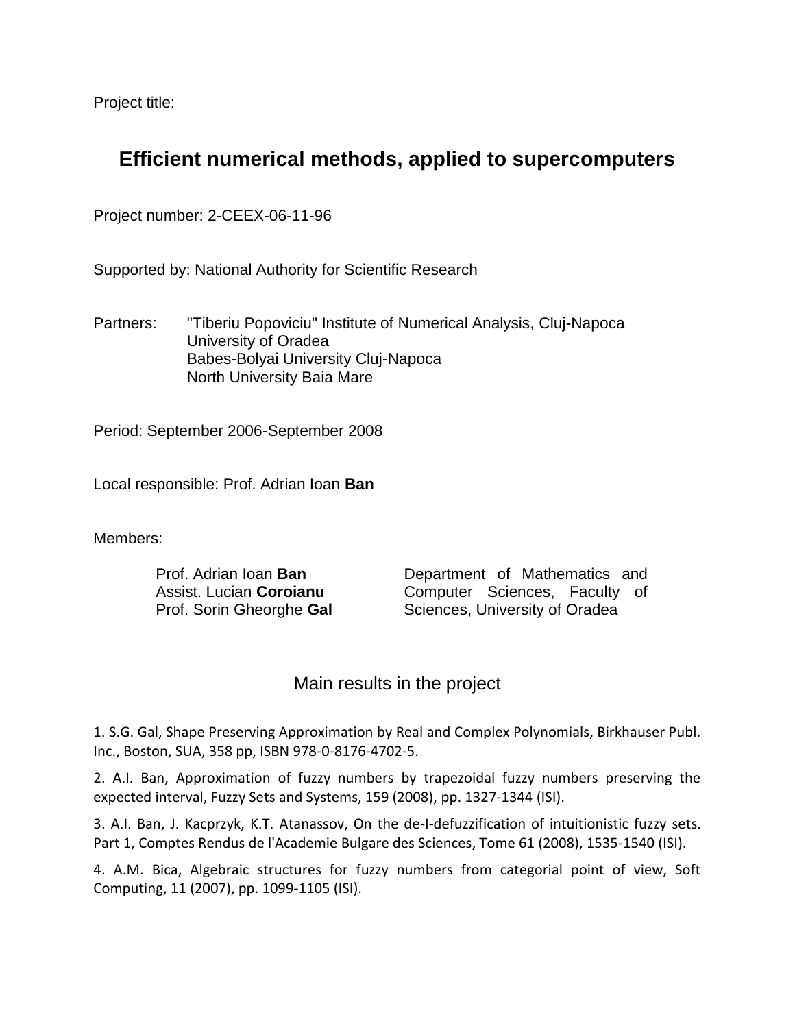Project title:

# Efficient numerical methods, applied to supercomputers

Project number: 2-CEEX-06-11-96

Supported by: National Authority for Scientific Research

Partners: "Tiberiu Popoviciu" Institute of Numerical Analysis, Cluj-Napoca
University of Oradea
Babes-Bolyai University Cluj-Napoca
North University Baia Mare

Period: September 2006-September 2008

Local responsible: Prof. Adrian Ioan **Ban**

Members:

| | |
|---|---|
| Prof. Adrian Ioan **Ban**<br>Assist. Lucian **Coroianu**<br>Prof. Sorin Gheorghe **Gal** | Department of Mathematics and Computer Sciences, Faculty of Sciences, University of Oradea |

## Main results in the project

1. S.G. Gal, Shape Preserving Approximation by Real and Complex Polynomials, Birkhauser Publ. Inc., Boston, SUA, 358 pp, ISBN 978-0-8176-4702-5.

2. A.I. Ban, Approximation of fuzzy numbers by trapezoidal fuzzy numbers preserving the expected interval, Fuzzy Sets and Systems, 159 (2008), pp. 1327-1344 (ISI).

3. A.I. Ban, J. Kacprzyk, K.T. Atanassov, On the de-I-defuzzification of intuitionistic fuzzy sets. Part 1, Comptes Rendus de l'Academie Bulgare des Sciences, Tome 61 (2008), 1535-1540 (ISI).

4. A.M. Bica, Algebraic structures for fuzzy numbers from categorial point of view, Soft Computing, 11 (2007), pp. 1099-1105 (ISI).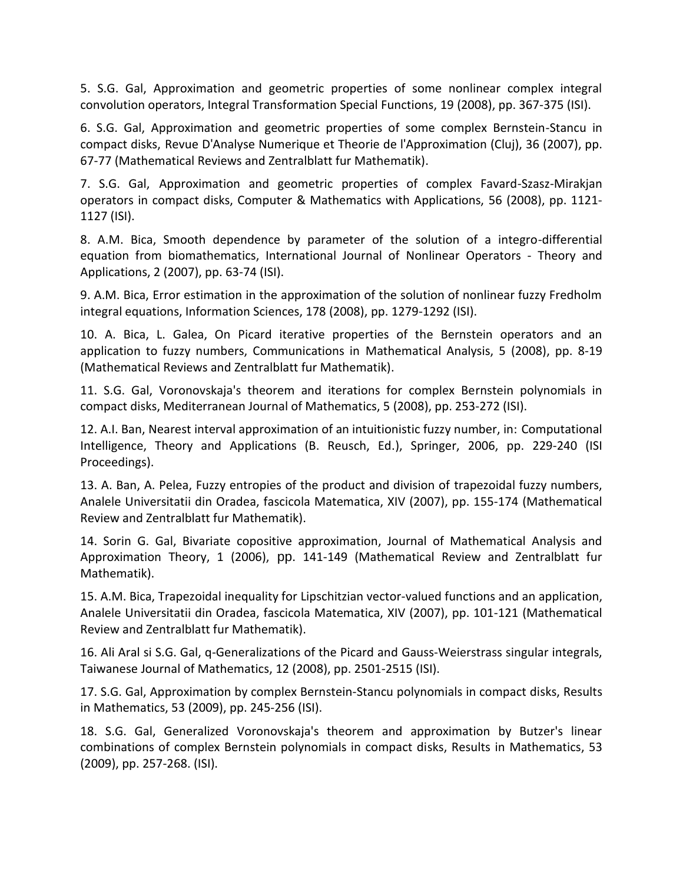5. S.G. Gal, Approximation and geometric properties of some nonlinear complex integral convolution operators, Integral Transformation Special Functions, 19 (2008), pp. 367-375 (ISI).

6. S.G. Gal, Approximation and geometric properties of some complex Bernstein-Stancu in compact disks, Revue D'Analyse Numerique et Theorie de l'Approximation (Cluj), 36 (2007), pp. 67-77 (Mathematical Reviews and Zentralblatt fur Mathematik).

7. S.G. Gal, Approximation and geometric properties of complex Favard-Szasz-Mirakjan operators in compact disks, Computer & Mathematics with Applications, 56 (2008), pp. 1121-1127 (ISI).

8. A.M. Bica, Smooth dependence by parameter of the solution of a integro-differential equation from biomathematics, International Journal of Nonlinear Operators - Theory and Applications, 2 (2007), pp. 63-74 (ISI).

9. A.M. Bica, Error estimation in the approximation of the solution of nonlinear fuzzy Fredholm integral equations, Information Sciences, 178 (2008), pp. 1279-1292 (ISI).

10. A. Bica, L. Galea, On Picard iterative properties of the Bernstein operators and an application to fuzzy numbers, Communications in Mathematical Analysis, 5 (2008), pp. 8-19 (Mathematical Reviews and Zentralblatt fur Mathematik).

11. S.G. Gal, Voronovskaja's theorem and iterations for complex Bernstein polynomials in compact disks, Mediterranean Journal of Mathematics, 5 (2008), pp. 253-272 (ISI).

12. A.I. Ban, Nearest interval approximation of an intuitionistic fuzzy number, in: Computational Intelligence, Theory and Applications (B. Reusch, Ed.), Springer, 2006, pp. 229-240 (ISI Proceedings).

13. A. Ban, A. Pelea, Fuzzy entropies of the product and division of trapezoidal fuzzy numbers, Analele Universitatii din Oradea, fascicola Matematica, XIV (2007), pp. 155-174 (Mathematical Review and Zentralblatt fur Mathematik).

14. Sorin G. Gal, Bivariate copositive approximation, Journal of Mathematical Analysis and Approximation Theory, 1 (2006), pp. 141-149 (Mathematical Review and Zentralblatt fur Mathematik).

15. A.M. Bica, Trapezoidal inequality for Lipschitzian vector-valued functions and an application, Analele Universitatii din Oradea, fascicola Matematica, XIV (2007), pp. 101-121 (Mathematical Review and Zentralblatt fur Mathematik).

16. Ali Aral si S.G. Gal, q-Generalizations of the Picard and Gauss-Weierstrass singular integrals, Taiwanese Journal of Mathematics, 12 (2008), pp. 2501-2515 (ISI).

17. S.G. Gal, Approximation by complex Bernstein-Stancu polynomials in compact disks, Results in Mathematics, 53 (2009), pp. 245-256 (ISI).

18. S.G. Gal, Generalized Voronovskaja's theorem and approximation by Butzer's linear combinations of complex Bernstein polynomials in compact disks, Results in Mathematics, 53 (2009), pp. 257-268. (ISI).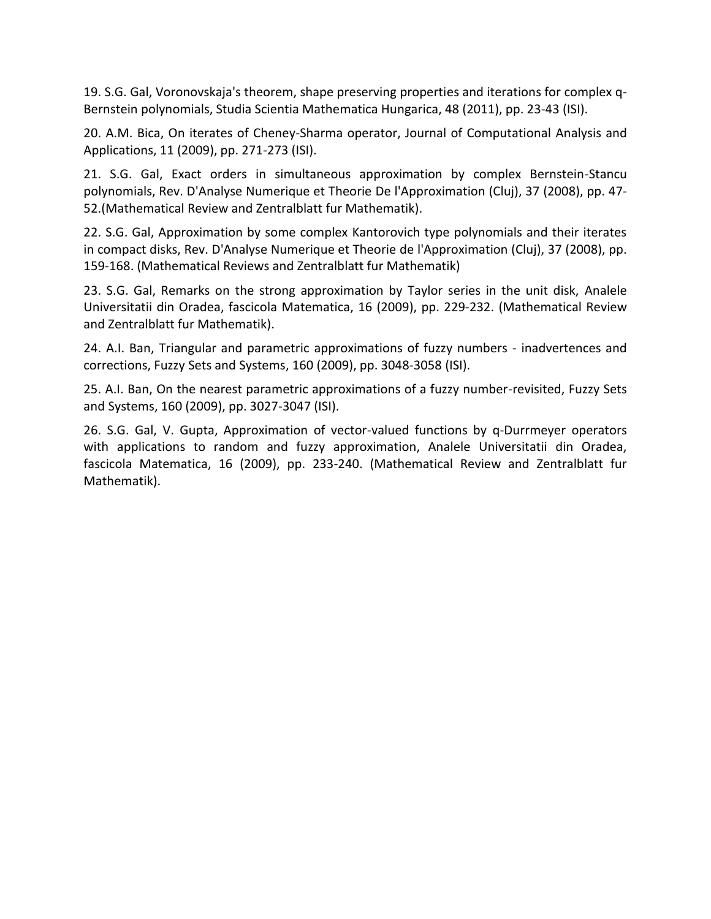19. S.G. Gal, Voronovskaja's theorem, shape preserving properties and iterations for complex q-Bernstein polynomials, Studia Scientia Mathematica Hungarica, 48 (2011), pp. 23-43 (ISI).

20. A.M. Bica, On iterates of Cheney-Sharma operator, Journal of Computational Analysis and Applications, 11 (2009), pp. 271-273 (ISI).

21. S.G. Gal, Exact orders in simultaneous approximation by complex Bernstein-Stancu polynomials, Rev. D'Analyse Numerique et Theorie De l'Approximation (Cluj), 37 (2008), pp. 47-52.(Mathematical Review and Zentralblatt fur Mathematik).

22. S.G. Gal, Approximation by some complex Kantorovich type polynomials and their iterates in compact disks, Rev. D'Analyse Numerique et Theorie de l'Approximation (Cluj), 37 (2008), pp. 159-168. (Mathematical Reviews and Zentralblatt fur Mathematik)

23. S.G. Gal, Remarks on the strong approximation by Taylor series in the unit disk, Analele Universitatii din Oradea, fascicola Matematica, 16 (2009), pp. 229-232. (Mathematical Review and Zentralblatt fur Mathematik).

24. A.I. Ban, Triangular and parametric approximations of fuzzy numbers - inadvertences and corrections, Fuzzy Sets and Systems, 160 (2009), pp. 3048-3058 (ISI).

25. A.I. Ban, On the nearest parametric approximations of a fuzzy number-revisited, Fuzzy Sets and Systems, 160 (2009), pp. 3027-3047 (ISI).

26. S.G. Gal, V. Gupta, Approximation of vector-valued functions by q-Durrmeyer operators with applications to random and fuzzy approximation, Analele Universitatii din Oradea, fascicola Matematica, 16 (2009), pp. 233-240. (Mathematical Review and Zentralblatt fur Mathematik).